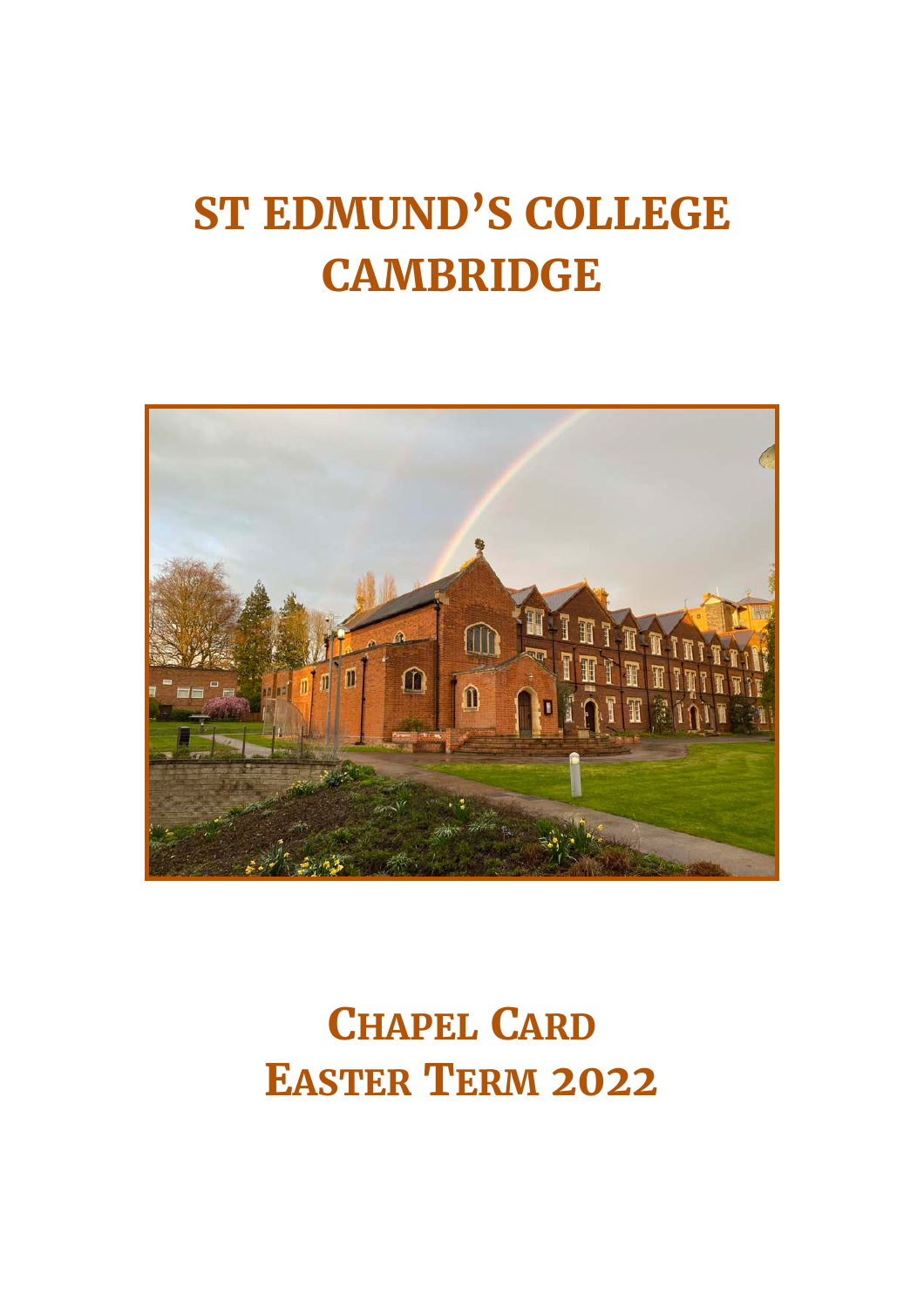# ST EDMUND'S COLLEGE CAMBRIDGE

## CHAPEL CARD
## EASTER TERM 2022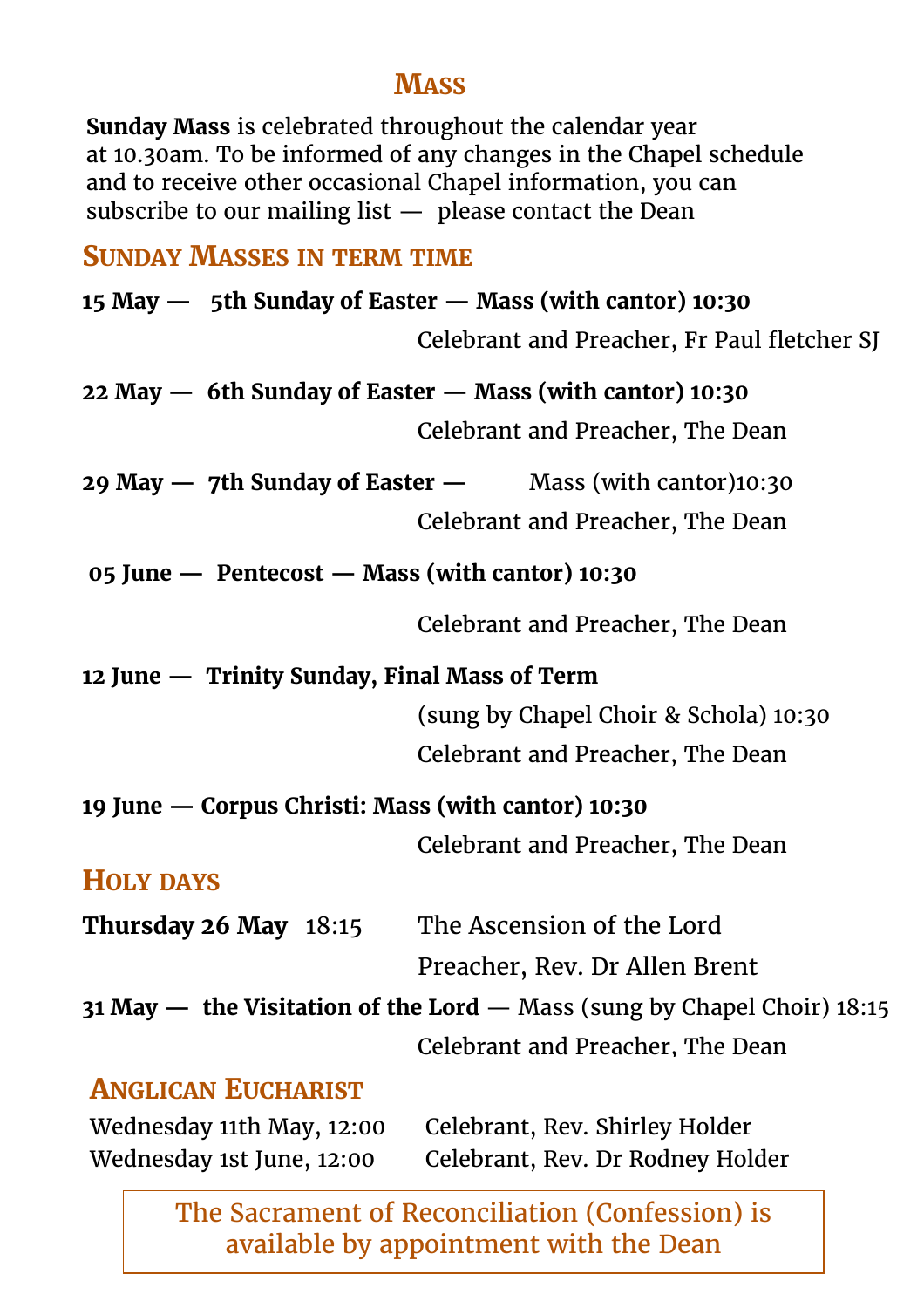## Mass

**Sunday Mass** is celebrated throughout the calendar year at 10.30am. To be informed of any changes in the Chapel schedule and to receive other occasional Chapel information, you can subscribe to our mailing list — please contact the Dean

### Sunday Masses in term time

**15 May — 5th Sunday of Easter — Mass (with cantor) 10:30**

Celebrant and Preacher, Fr Paul fletcher SJ

**22 May — 6th Sunday of Easter — Mass (with cantor) 10:30**

Celebrant and Preacher, The Dean

**29 May — 7th Sunday of Easter —** Mass (with cantor)10:30

Celebrant and Preacher, The Dean

**05 June — Pentecost — Mass (with cantor) 10:30**

Celebrant and Preacher, The Dean

**12 June — Trinity Sunday, Final Mass of Term**

(sung by Chapel Choir & Schola) 10:30

Celebrant and Preacher, The Dean

**19 June — Corpus Christi: Mass (with cantor) 10:30**

Celebrant and Preacher, The Dean

### Holy days

**Thursday 26 May** 18:15 The Ascension of the Lord

Preacher, Rev. Dr Allen Brent

**31 May — the Visitation of the Lord** — Mass (sung by Chapel Choir) 18:15

Celebrant and Preacher, The Dean

### Anglican Eucharist

Wednesday 11th May, 12:00 Celebrant, Rev. Shirley Holder

Wednesday 1st June, 12:00 Celebrant, Rev. Dr Rodney Holder

The Sacrament of Reconciliation (Confession) is available by appointment with the Dean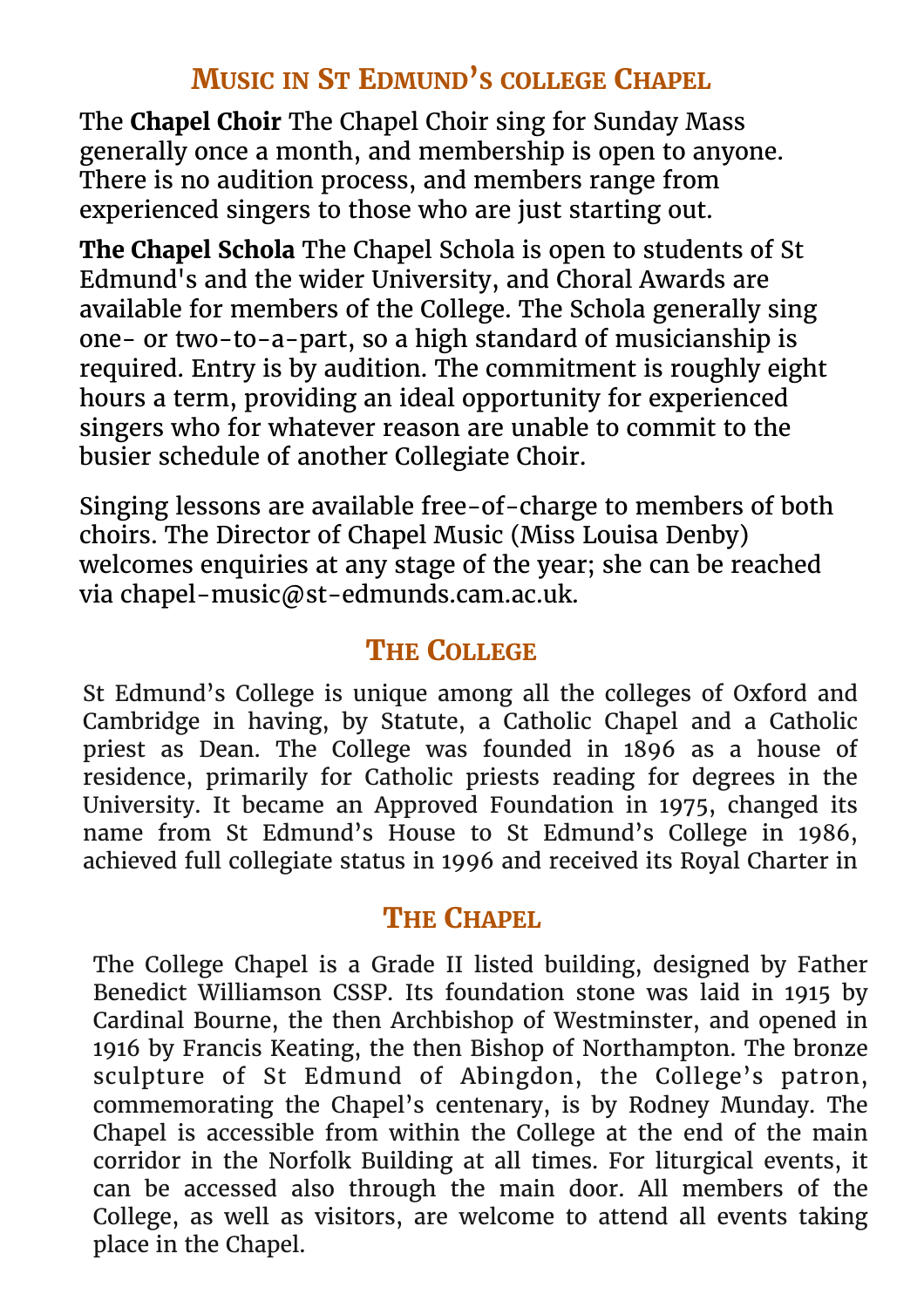## Music in St Edmund's college Chapel

**The Chapel Choir** The Chapel Choir sing for Sunday Mass generally once a month, and membership is open to anyone. There is no audition process, and members range from experienced singers to those who are just starting out.

**The Chapel Schola** The Chapel Schola is open to students of St Edmund's and the wider University, and Choral Awards are available for members of the College. The Schola generally sing one- or two-to-a-part, so a high standard of musicianship is required. Entry is by audition. The commitment is roughly eight hours a term, providing an ideal opportunity for experienced singers who for whatever reason are unable to commit to the busier schedule of another Collegiate Choir.

Singing lessons are available free-of-charge to members of both choirs. The Director of Chapel Music (Miss Louisa Denby) welcomes enquiries at any stage of the year; she can be reached via chapel-music@st-edmunds.cam.ac.uk.

## The College

St Edmund's College is unique among all the colleges of Oxford and Cambridge in having, by Statute, a Catholic Chapel and a Catholic priest as Dean. The College was founded in 1896 as a house of residence, primarily for Catholic priests reading for degrees in the University. It became an Approved Foundation in 1975, changed its name from St Edmund's House to St Edmund's College in 1986, achieved full collegiate status in 1996 and received its Royal Charter in

## The Chapel

The College Chapel is a Grade II listed building, designed by Father Benedict Williamson CSSP. Its foundation stone was laid in 1915 by Cardinal Bourne, the then Archbishop of Westminster, and opened in 1916 by Francis Keating, the then Bishop of Northampton. The bronze sculpture of St Edmund of Abingdon, the College's patron, commemorating the Chapel's centenary, is by Rodney Munday. The Chapel is accessible from within the College at the end of the main corridor in the Norfolk Building at all times. For liturgical events, it can be accessed also through the main door. All members of the College, as well as visitors, are welcome to attend all events taking place in the Chapel.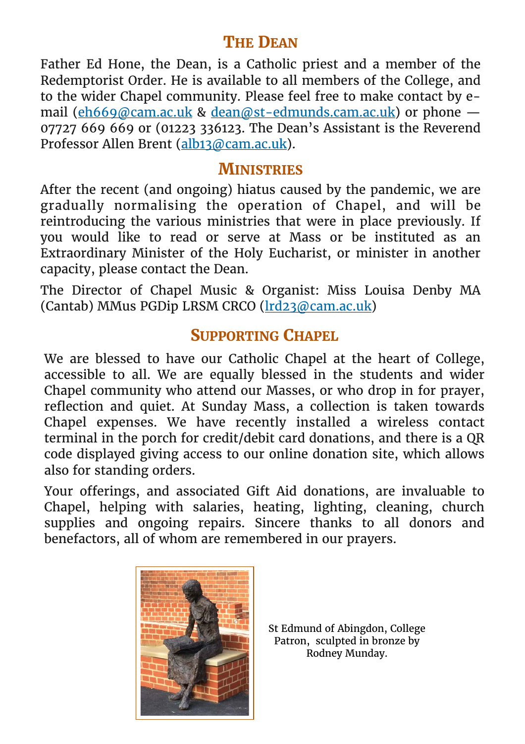## The Dean

Father Ed Hone, the Dean, is a Catholic priest and a member of the Redemptorist Order. He is available to all members of the College, and to the wider Chapel community. Please feel free to make contact by e-mail (eh669@cam.ac.uk & dean@st-edmunds.cam.ac.uk) or phone — 07727 669 669 or (01223 336123. The Dean's Assistant is the Reverend Professor Allen Brent (alb13@cam.ac.uk).

## Ministries

After the recent (and ongoing) hiatus caused by the pandemic, we are gradually normalising the operation of Chapel, and will be reintroducing the various ministries that were in place previously. If you would like to read or serve at Mass or be instituted as an Extraordinary Minister of the Holy Eucharist, or minister in another capacity, please contact the Dean.

The Director of Chapel Music & Organist: Miss Louisa Denby MA (Cantab) MMus PGDip LRSM CRCO (lrd23@cam.ac.uk)

## Supporting Chapel

We are blessed to have our Catholic Chapel at the heart of College, accessible to all. We are equally blessed in the students and wider Chapel community who attend our Masses, or who drop in for prayer, reflection and quiet. At Sunday Mass, a collection is taken towards Chapel expenses. We have recently installed a wireless contact terminal in the porch for credit/debit card donations, and there is a QR code displayed giving access to our online donation site, which allows also for standing orders.

Your offerings, and associated Gift Aid donations, are invaluable to Chapel, helping with salaries, heating, lighting, cleaning, church supplies and ongoing repairs. Sincere thanks to all donors and benefactors, all of whom are remembered in our prayers.

St Edmund of Abingdon, College Patron, sculpted in bronze by Rodney Munday.